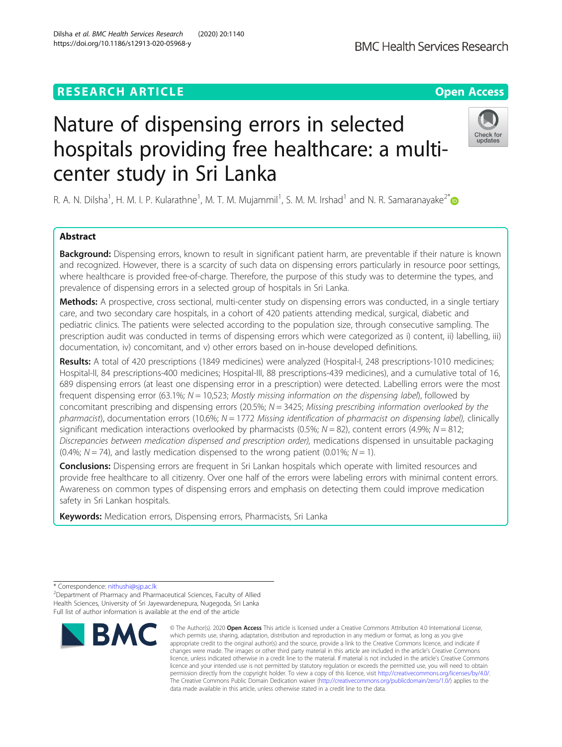RESEARCH ARTICLE

Open Access

# Nature of dispensing errors in selected hospitals providing free healthcare: a multi-center study in Sri Lanka

R. A. N. Dilsha[1], H. M. I. P. Kularathne[1], M. T. M. Mujammil[1], S. M. M. Irshad[1] and N. R. Samaranayake[2*]

## Abstract

**Background:** Dispensing errors, known to result in significant patient harm, are preventable if their nature is known and recognized. However, there is a scarcity of such data on dispensing errors particularly in resource poor settings, where healthcare is provided free-of-charge. Therefore, the purpose of this study was to determine the types, and prevalence of dispensing errors in a selected group of hospitals in Sri Lanka.

**Methods:** A prospective, cross sectional, multi-center study on dispensing errors was conducted, in a single tertiary care, and two secondary care hospitals, in a cohort of 420 patients attending medical, surgical, diabetic and pediatric clinics. The patients were selected according to the population size, through consecutive sampling. The prescription audit was conducted in terms of dispensing errors which were categorized as i) content, ii) labelling, iii) documentation, iv) concomitant, and v) other errors based on in-house developed definitions.

**Results:** A total of 420 prescriptions (1849 medicines) were analyzed (Hospital-I, 248 prescriptions-1010 medicines; Hospital-II, 84 prescriptions-400 medicines; Hospital-III, 88 prescriptions-439 medicines), and a cumulative total of 16, 689 dispensing errors (at least one dispensing error in a prescription) were detected. Labelling errors were the most frequent dispensing error (63.1%; $N = 10,523$; *Mostly missing information on the dispensing label*), followed by concomitant prescribing and dispensing errors (20.5%; $N = 3425$; *Missing prescribing information overlooked by the pharmacist*), documentation errors (10.6%; $N = 1772$ *Missing identification of pharmacist on dispensing label),* clinically significant medication interactions overlooked by pharmacists (0.5%; $N = 82$), content errors (4.9%; $N = 812$; *Discrepancies between medication dispensed and prescription order),* medications dispensed in unsuitable packaging (0.4%; $N = 74$), and lastly medication dispensed to the wrong patient (0.01%; $N = 1$).

**Conclusions:** Dispensing errors are frequent in Sri Lankan hospitals which operate with limited resources and provide free healthcare to all citizenry. Over one half of the errors were labeling errors with minimal content errors. Awareness on common types of dispensing errors and emphasis on detecting them could improve medication safety in Sri Lankan hospitals.

**Keywords:** Medication errors, Dispensing errors, Pharmacists, Sri Lanka

\* Correspondence: nithushi@sjp.ac.lk
[2]Department of Pharmacy and Pharmaceutical Sciences, Faculty of Allied Health Sciences, University of Sri Jayewardenepura, Nugegoda, Sri Lanka
Full list of author information is available at the end of the article

© The Author(s). 2020 **Open Access** This article is licensed under a Creative Commons Attribution 4.0 International License, which permits use, sharing, adaptation, distribution and reproduction in any medium or format, as long as you give appropriate credit to the original author(s) and the source, provide a link to the Creative Commons licence, and indicate if changes were made. The images or other third party material in this article are included in the article's Creative Commons licence, unless indicated otherwise in a credit line to the material. If material is not included in the article's Creative Commons licence and your intended use is not permitted by statutory regulation or exceeds the permitted use, you will need to obtain permission directly from the copyright holder. To view a copy of this licence, visit http://creativecommons.org/licenses/by/4.0/. The Creative Commons Public Domain Dedication waiver (http://creativecommons.org/publicdomain/zero/1.0/) applies to the data made available in this article, unless otherwise stated in a credit line to the data.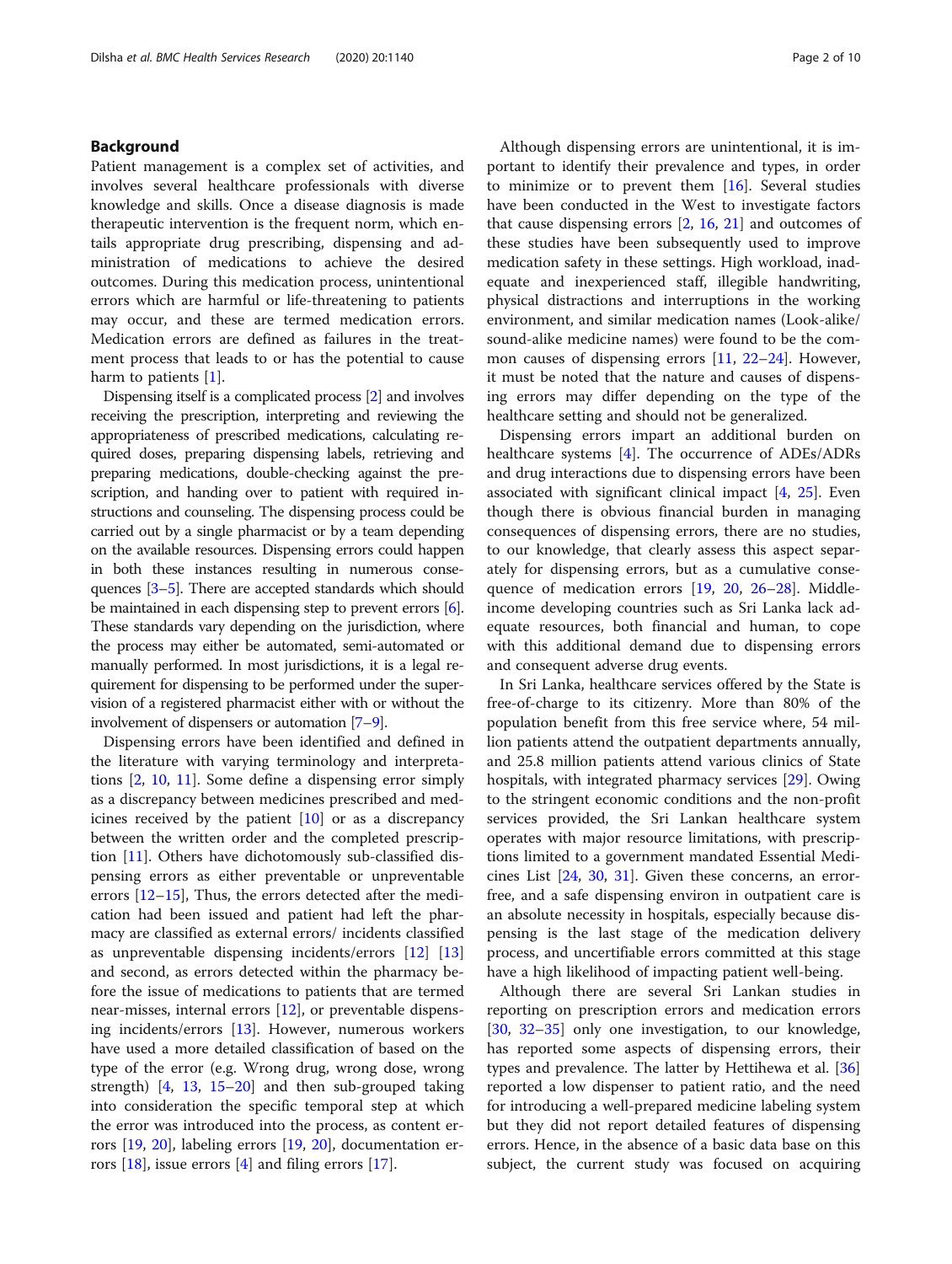## Background

Patient management is a complex set of activities, and involves several healthcare professionals with diverse knowledge and skills. Once a disease diagnosis is made therapeutic intervention is the frequent norm, which entails appropriate drug prescribing, dispensing and administration of medications to achieve the desired outcomes. During this medication process, unintentional errors which are harmful or life-threatening to patients may occur, and these are termed medication errors. Medication errors are defined as failures in the treatment process that leads to or has the potential to cause harm to patients [1].

Dispensing itself is a complicated process [2] and involves receiving the prescription, interpreting and reviewing the appropriateness of prescribed medications, calculating required doses, preparing dispensing labels, retrieving and preparing medications, double-checking against the prescription, and handing over to patient with required instructions and counseling. The dispensing process could be carried out by a single pharmacist or by a team depending on the available resources. Dispensing errors could happen in both these instances resulting in numerous consequences [3–5]. There are accepted standards which should be maintained in each dispensing step to prevent errors [6]. These standards vary depending on the jurisdiction, where the process may either be automated, semi-automated or manually performed. In most jurisdictions, it is a legal requirement for dispensing to be performed under the supervision of a registered pharmacist either with or without the involvement of dispensers or automation [7–9].

Dispensing errors have been identified and defined in the literature with varying terminology and interpretations [2, 10, 11]. Some define a dispensing error simply as a discrepancy between medicines prescribed and medicines received by the patient [10] or as a discrepancy between the written order and the completed prescription [11]. Others have dichotomously sub-classified dispensing errors as either preventable or unpreventable errors [12–15], Thus, the errors detected after the medication had been issued and patient had left the pharmacy are classified as external errors/ incidents classified as unpreventable dispensing incidents/errors [12] [13] and second, as errors detected within the pharmacy before the issue of medications to patients that are termed near-misses, internal errors [12], or preventable dispensing incidents/errors [13]. However, numerous workers have used a more detailed classification of based on the type of the error (e.g. Wrong drug, wrong dose, wrong strength) [4, 13, 15–20] and then sub-grouped taking into consideration the specific temporal step at which the error was introduced into the process, as content errors [19, 20], labeling errors [19, 20], documentation errors [18], issue errors [4] and filing errors [17].

Although dispensing errors are unintentional, it is important to identify their prevalence and types, in order to minimize or to prevent them [16]. Several studies have been conducted in the West to investigate factors that cause dispensing errors [2, 16, 21] and outcomes of these studies have been subsequently used to improve medication safety in these settings. High workload, inadequate and inexperienced staff, illegible handwriting, physical distractions and interruptions in the working environment, and similar medication names (Look-alike/ sound-alike medicine names) were found to be the common causes of dispensing errors [11, 22–24]. However, it must be noted that the nature and causes of dispensing errors may differ depending on the type of the healthcare setting and should not be generalized.

Dispensing errors impart an additional burden on healthcare systems [4]. The occurrence of ADEs/ADRs and drug interactions due to dispensing errors have been associated with significant clinical impact [4, 25]. Even though there is obvious financial burden in managing consequences of dispensing errors, there are no studies, to our knowledge, that clearly assess this aspect separately for dispensing errors, but as a cumulative consequence of medication errors [19, 20, 26–28]. Middle-income developing countries such as Sri Lanka lack adequate resources, both financial and human, to cope with this additional demand due to dispensing errors and consequent adverse drug events.

In Sri Lanka, healthcare services offered by the State is free-of-charge to its citizenry. More than 80% of the population benefit from this free service where, 54 million patients attend the outpatient departments annually, and 25.8 million patients attend various clinics of State hospitals, with integrated pharmacy services [29]. Owing to the stringent economic conditions and the non-profit services provided, the Sri Lankan healthcare system operates with major resource limitations, with prescriptions limited to a government mandated Essential Medicines List [24, 30, 31]. Given these concerns, an error-free, and a safe dispensing environ in outpatient care is an absolute necessity in hospitals, especially because dispensing is the last stage of the medication delivery process, and uncertifiable errors committed at this stage have a high likelihood of impacting patient well-being.

Although there are several Sri Lankan studies in reporting on prescription errors and medication errors [30, 32–35] only one investigation, to our knowledge, has reported some aspects of dispensing errors, their types and prevalence. The latter by Hettihewa et al. [36] reported a low dispenser to patient ratio, and the need for introducing a well-prepared medicine labeling system but they did not report detailed features of dispensing errors. Hence, in the absence of a basic data base on this subject, the current study was focused on acquiring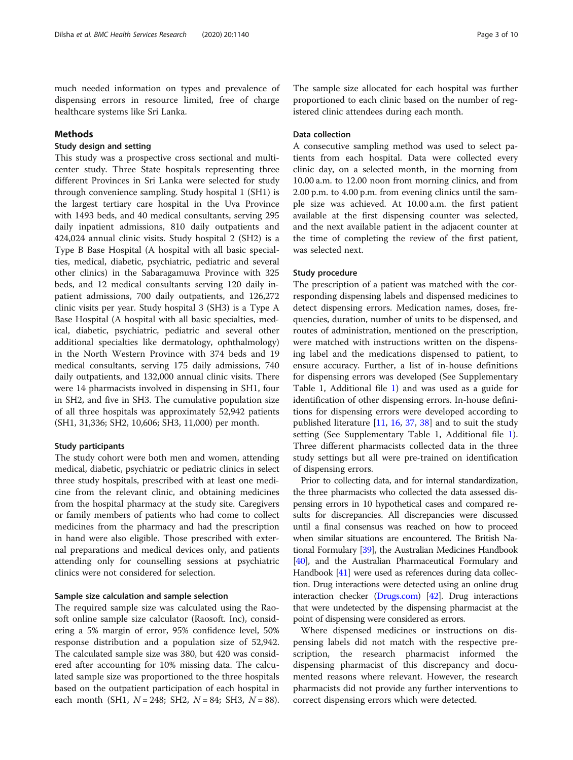much needed information on types and prevalence of dispensing errors in resource limited, free of charge healthcare systems like Sri Lanka.

## Methods

### Study design and setting

This study was a prospective cross sectional and multi-center study. Three State hospitals representing three different Provinces in Sri Lanka were selected for study through convenience sampling. Study hospital 1 (SH1) is the largest tertiary care hospital in the Uva Province with 1493 beds, and 40 medical consultants, serving 295 daily inpatient admissions, 810 daily outpatients and 424,024 annual clinic visits. Study hospital 2 (SH2) is a Type B Base Hospital (A hospital with all basic specialties, medical, diabetic, psychiatric, pediatric and several other clinics) in the Sabaragamuwa Province with 325 beds, and 12 medical consultants serving 120 daily inpatient admissions, 700 daily outpatients, and 126,272 clinic visits per year. Study hospital 3 (SH3) is a Type A Base Hospital (A hospital with all basic specialties, medical, diabetic, psychiatric, pediatric and several other additional specialties like dermatology, ophthalmology) in the North Western Province with 374 beds and 19 medical consultants, serving 175 daily admissions, 740 daily outpatients, and 132,000 annual clinic visits. There were 14 pharmacists involved in dispensing in SH1, four in SH2, and five in SH3. The cumulative population size of all three hospitals was approximately 52,942 patients (SH1, 31,336; SH2, 10,606; SH3, 11,000) per month.

### Study participants

The study cohort were both men and women, attending medical, diabetic, psychiatric or pediatric clinics in select three study hospitals, prescribed with at least one medicine from the relevant clinic, and obtaining medicines from the hospital pharmacy at the study site. Caregivers or family members of patients who had come to collect medicines from the pharmacy and had the prescription in hand were also eligible. Those prescribed with external preparations and medical devices only, and patients attending only for counselling sessions at psychiatric clinics were not considered for selection.

### Sample size calculation and sample selection

The required sample size was calculated using the Raosoft online sample size calculator (Raosoft. Inc), considering a 5% margin of error, 95% confidence level, 50% response distribution and a population size of 52,942. The calculated sample size was 380, but 420 was considered after accounting for 10% missing data. The calculated sample size was proportioned to the three hospitals based on the outpatient participation of each hospital in each month (SH1, $N = 248$; SH2, $N = 84$; SH3, $N = 88$). The sample size allocated for each hospital was further proportioned to each clinic based on the number of registered clinic attendees during each month.

### Data collection

A consecutive sampling method was used to select patients from each hospital. Data were collected every clinic day, on a selected month, in the morning from 10.00 a.m. to 12.00 noon from morning clinics, and from 2.00 p.m. to 4.00 p.m. from evening clinics until the sample size was achieved. At 10.00 a.m. the first patient available at the first dispensing counter was selected, and the next available patient in the adjacent counter at the time of completing the review of the first patient, was selected next.

### Study procedure

The prescription of a patient was matched with the corresponding dispensing labels and dispensed medicines to detect dispensing errors. Medication names, doses, frequencies, duration, number of units to be dispensed, and routes of administration, mentioned on the prescription, were matched with instructions written on the dispensing label and the medications dispensed to patient, to ensure accuracy. Further, a list of in-house definitions for dispensing errors was developed (See Supplementary Table 1, Additional file 1) and was used as a guide for identification of other dispensing errors. In-house definitions for dispensing errors were developed according to published literature [11, 16, 37, 38] and to suit the study setting (See Supplementary Table 1, Additional file 1). Three different pharmacists collected data in the three study settings but all were pre-trained on identification of dispensing errors.

Prior to collecting data, and for internal standardization, the three pharmacists who collected the data assessed dispensing errors in 10 hypothetical cases and compared results for discrepancies. All discrepancies were discussed until a final consensus was reached on how to proceed when similar situations are encountered. The British National Formulary [39], the Australian Medicines Handbook [40], and the Australian Pharmaceutical Formulary and Handbook [41] were used as references during data collection. Drug interactions were detected using an online drug interaction checker (Drugs.com) [42]. Drug interactions that were undetected by the dispensing pharmacist at the point of dispensing were considered as errors.

Where dispensed medicines or instructions on dispensing labels did not match with the respective prescription, the research pharmacist informed the dispensing pharmacist of this discrepancy and documented reasons where relevant. However, the research pharmacists did not provide any further interventions to correct dispensing errors which were detected.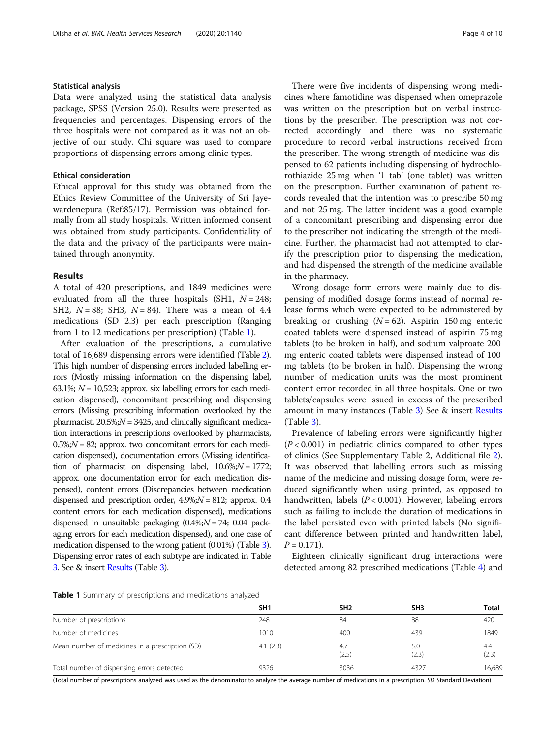### Statistical analysis

Data were analyzed using the statistical data analysis package, SPSS (Version 25.0). Results were presented as frequencies and percentages. Dispensing errors of the three hospitals were not compared as it was not an objective of our study. Chi square was used to compare proportions of dispensing errors among clinic types.

### Ethical consideration

Ethical approval for this study was obtained from the Ethics Review Committee of the University of Sri Jayewardenepura (Ref:85/17). Permission was obtained formally from all study hospitals. Written informed consent was obtained from study participants. Confidentiality of the data and the privacy of the participants were maintained through anonymity.

## Results

A total of 420 prescriptions, and 1849 medicines were evaluated from all the three hospitals (SH1, $N = 248$; SH2, $N = 88$; SH3, $N = 84$). There was a mean of 4.4 medications (SD 2.3) per each prescription (Ranging from 1 to 12 medications per prescription) (Table 1).

After evaluation of the prescriptions, a cumulative total of 16,689 dispensing errors were identified (Table 2). This high number of dispensing errors included labelling errors (Mostly missing information on the dispensing label, 63.1%; $N = 10{,}523$; approx. six labelling errors for each medication dispensed), concomitant prescribing and dispensing errors (Missing prescribing information overlooked by the pharmacist, 20.5%;$N = 3425$, and clinically significant medication interactions in prescriptions overlooked by pharmacists, 0.5%;$N = 82$; approx. two concomitant errors for each medication dispensed), documentation errors (Missing identification of pharmacist on dispensing label, 10.6%;$N = 1772$; approx. one documentation error for each medication dispensed), content errors (Discrepancies between medication dispensed and prescription order, 4.9%;$N = 812$; approx. 0.4 content errors for each medication dispensed), medications dispensed in unsuitable packaging (0.4%;$N = 74$; 0.04 packaging errors for each medication dispensed), and one case of medication dispensed to the wrong patient (0.01%) (Table 3). Dispensing error rates of each subtype are indicated in Table 3. See & insert Results (Table 3).

There were five incidents of dispensing wrong medicines where famotidine was dispensed when omeprazole was written on the prescription but on verbal instructions by the prescriber. The prescription was not corrected accordingly and there was no systematic procedure to record verbal instructions received from the prescriber. The wrong strength of medicine was dispensed to 62 patients including dispensing of hydrochlorothiazide 25 mg when '1 tab' (one tablet) was written on the prescription. Further examination of patient records revealed that the intention was to prescribe 50 mg and not 25 mg. The latter incident was a good example of a concomitant prescribing and dispensing error due to the prescriber not indicating the strength of the medicine. Further, the pharmacist had not attempted to clarify the prescription prior to dispensing the medication, and had dispensed the strength of the medicine available in the pharmacy.

Wrong dosage form errors were mainly due to dispensing of modified dosage forms instead of normal release forms which were expected to be administered by breaking or crushing ($N = 62$). Aspirin 150 mg enteric coated tablets were dispensed instead of aspirin 75 mg tablets (to be broken in half), and sodium valproate 200 mg enteric coated tablets were dispensed instead of 100 mg tablets (to be broken in half). Dispensing the wrong number of medication units was the most prominent content error recorded in all three hospitals. One or two tablets/capsules were issued in excess of the prescribed amount in many instances (Table 3) See & insert Results (Table 3).

Prevalence of labeling errors were significantly higher ($P < 0.001$) in pediatric clinics compared to other types of clinics (See Supplementary Table 2, Additional file 2). It was observed that labelling errors such as missing name of the medicine and missing dosage form, were reduced significantly when using printed, as opposed to handwritten, labels ($P < 0.001$). However, labeling errors such as failing to include the duration of medications in the label persisted even with printed labels (No significant difference between printed and handwritten label, $P = 0.171$).

Eighteen clinically significant drug interactions were detected among 82 prescribed medications (Table 4) and

**Table 1** Summary of prescriptions and medications analyzed

| | SH1 | SH2 | SH3 | Total |
|---|---|---|---|---|
| Number of prescriptions | 248 | 84 | 88 | 420 |
| Number of medicines | 1010 | 400 | 439 | 1849 |
| Mean number of medicines in a prescription (SD) | 4.1 (2.3) | 4.7 (2.5) | 5.0 (2.3) | 4.4 (2.3) |
| Total number of dispensing errors detected | 9326 | 3036 | 4327 | 16,689 |

(Total number of prescriptions analyzed was used as the denominator to analyze the average number of medications in a prescription. *SD* Standard Deviation)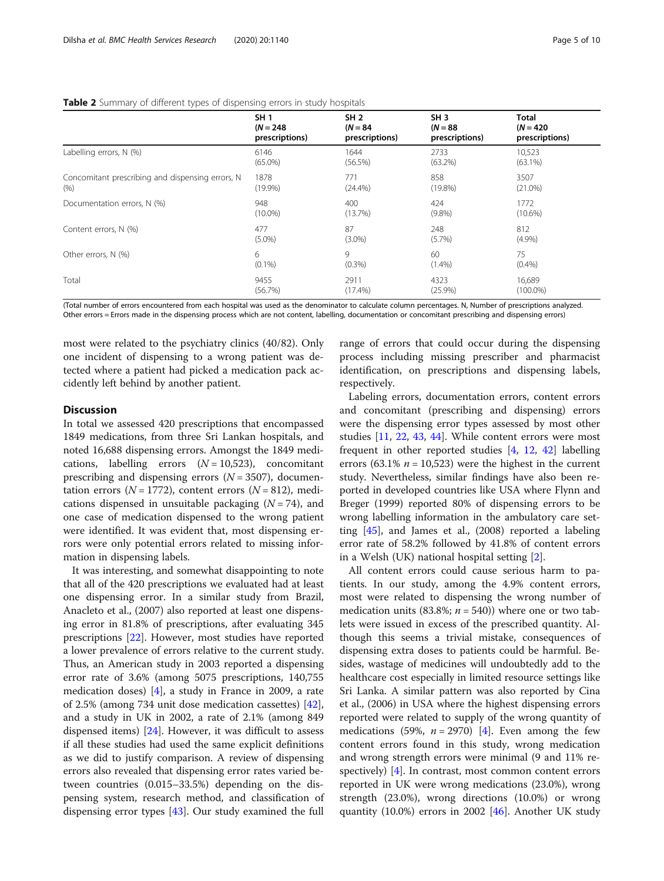**Table 2** Summary of different types of dispensing errors in study hospitals

| | SH 1 (N = 248 prescriptions) | SH 2 (N = 84 prescriptions) | SH 3 (N = 88 prescriptions) | Total (N = 420 prescriptions) |
|---|---|---|---|---|
| Labelling errors, N (%) | 6146 (65.0%) | 1644 (56.5%) | 2733 (63.2%) | 10,523 (63.1%) |
| Concomitant prescribing and dispensing errors, N (%) | 1878 (19.9%) | 771 (24.4%) | 858 (19.8%) | 3507 (21.0%) |
| Documentation errors, N (%) | 948 (10.0%) | 400 (13.7%) | 424 (9.8%) | 1772 (10.6%) |
| Content errors, N (%) | 477 (5.0%) | 87 (3.0%) | 248 (5.7%) | 812 (4.9%) |
| Other errors, N (%) | 6 (0.1%) | 9 (0.3%) | 60 (1.4%) | 75 (0.4%) |
| Total | 9455 (56.7%) | 2911 (17.4%) | 4323 (25.9%) | 16,689 (100.0%) |

(Total number of errors encountered from each hospital was used as the denominator to calculate column percentages. N, Number of prescriptions analyzed. Other errors = Errors made in the dispensing process which are not content, labelling, documentation or concomitant prescribing and dispensing errors)

most were related to the psychiatry clinics (40/82). Only one incident of dispensing to a wrong patient was detected where a patient had picked a medication pack accidently left behind by another patient.

## Discussion

In total we assessed 420 prescriptions that encompassed 1849 medications, from three Sri Lankan hospitals, and noted 16,688 dispensing errors. Amongst the 1849 medications, labelling errors (N = 10,523), concomitant prescribing and dispensing errors (N = 3507), documentation errors (N = 1772), content errors (N = 812), medications dispensed in unsuitable packaging (N = 74), and one case of medication dispensed to the wrong patient were identified. It was evident that, most dispensing errors were only potential errors related to missing information in dispensing labels.

It was interesting, and somewhat disappointing to note that all of the 420 prescriptions we evaluated had at least one dispensing error. In a similar study from Brazil, Anacleto et al., (2007) also reported at least one dispensing error in 81.8% of prescriptions, after evaluating 345 prescriptions [22]. However, most studies have reported a lower prevalence of errors relative to the current study. Thus, an American study in 2003 reported a dispensing error rate of 3.6% (among 5075 prescriptions, 140,755 medication doses) [4], a study in France in 2009, a rate of 2.5% (among 734 unit dose medication cassettes) [42], and a study in UK in 2002, a rate of 2.1% (among 849 dispensed items) [24]. However, it was difficult to assess if all these studies had used the same explicit definitions as we did to justify comparison. A review of dispensing errors also revealed that dispensing error rates varied between countries (0.015–33.5%) depending on the dispensing system, research method, and classification of dispensing error types [43]. Our study examined the full range of errors that could occur during the dispensing process including missing prescriber and pharmacist identification, on prescriptions and dispensing labels, respectively.

Labeling errors, documentation errors, content errors and concomitant (prescribing and dispensing) errors were the dispensing error types assessed by most other studies [11, 22, 43, 44]. While content errors were most frequent in other reported studies [4, 12, 42] labelling errors (63.1% $n$ = 10,523) were the highest in the current study. Nevertheless, similar findings have also been reported in developed countries like USA where Flynn and Breger (1999) reported 80% of dispensing errors to be wrong labelling information in the ambulatory care setting [45], and James et al., (2008) reported a labeling error rate of 58.2% followed by 41.8% of content errors in a Welsh (UK) national hospital setting [2].

All content errors could cause serious harm to patients. In our study, among the 4.9% content errors, most were related to dispensing the wrong number of medication units (83.8%; $n$ = 540)) where one or two tablets were issued in excess of the prescribed quantity. Although this seems a trivial mistake, consequences of dispensing extra doses to patients could be harmful. Besides, wastage of medicines will undoubtedly add to the healthcare cost especially in limited resource settings like Sri Lanka. A similar pattern was also reported by Cina et al., (2006) in USA where the highest dispensing errors reported were related to supply of the wrong quantity of medications (59%, $n$ = 2970) [4]. Even among the few content errors found in this study, wrong medication and wrong strength errors were minimal (9 and 11% respectively) [4]. In contrast, most common content errors reported in UK were wrong medications (23.0%), wrong strength (23.0%), wrong directions (10.0%) or wrong quantity (10.0%) errors in 2002 [46]. Another UK study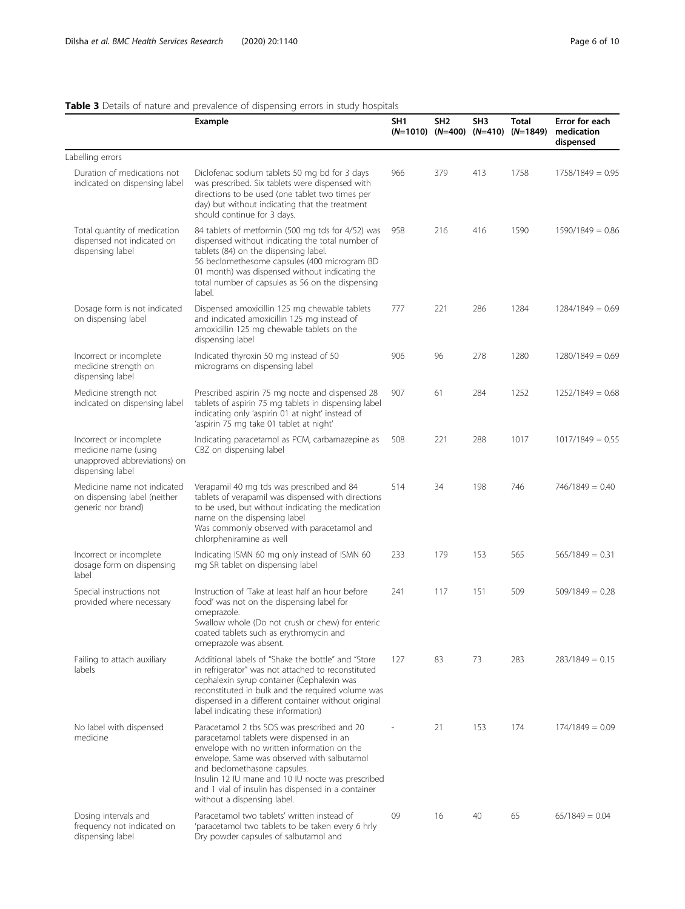**Table 3** Details of nature and prevalence of dispensing errors in study hospitals

| | Example | SH1 (N=1010) | SH2 (N=400) | SH3 (N=410) | Total (N=1849) | Error for each medication dispensed |
|---|---|---|---|---|---|---|
| Labelling errors | | | | | | |
| Duration of medications not indicated on dispensing label | Diclofenac sodium tablets 50 mg bd for 3 days was prescribed. Six tablets were dispensed with directions to be used (one tablet two times per day) but without indicating that the treatment should continue for 3 days. | 966 | 379 | 413 | 1758 | 1758/1849 = 0.95 |
| Total quantity of medication dispensed not indicated on dispensing label | 84 tablets of metformin (500 mg tds for 4/52) was dispensed without indicating the total number of tablets (84) on the dispensing label. 56 beclomethesome capsules (400 microgram BD 01 month) was dispensed without indicating the total number of capsules as 56 on the dispensing label. | 958 | 216 | 416 | 1590 | 1590/1849 = 0.86 |
| Dosage form is not indicated on dispensing label | Dispensed amoxicillin 125 mg chewable tablets and indicated amoxicillin 125 mg instead of amoxicillin 125 mg chewable tablets on the dispensing label | 777 | 221 | 286 | 1284 | 1284/1849 = 0.69 |
| Incorrect or incomplete medicine strength on dispensing label | Indicated thyroxin 50 mg instead of 50 micrograms on dispensing label | 906 | 96 | 278 | 1280 | 1280/1849 = 0.69 |
| Medicine strength not indicated on dispensing label | Prescribed aspirin 75 mg nocte and dispensed 28 tablets of aspirin 75 mg tablets in dispensing label indicating only 'aspirin 01 at night' instead of 'aspirin 75 mg take 01 tablet at night' | 907 | 61 | 284 | 1252 | 1252/1849 = 0.68 |
| Incorrect or incomplete medicine name (using unapproved abbreviations) on dispensing label | Indicating paracetamol as PCM, carbamazepine as CBZ on dispensing label | 508 | 221 | 288 | 1017 | 1017/1849 = 0.55 |
| Medicine name not indicated on dispensing label (neither generic nor brand) | Verapamil 40 mg tds was prescribed and 84 tablets of verapamil was dispensed with directions to be used, but without indicating the medication name on the dispensing label Was commonly observed with paracetamol and chlorpheniramine as well | 514 | 34 | 198 | 746 | 746/1849 = 0.40 |
| Incorrect or incomplete dosage form on dispensing label | Indicating ISMN 60 mg only instead of ISMN 60 mg SR tablet on dispensing label | 233 | 179 | 153 | 565 | 565/1849 = 0.31 |
| Special instructions not provided where necessary | Instruction of 'Take at least half an hour before food' was not on the dispensing label for omeprazole. Swallow whole (Do not crush or chew) for enteric coated tablets such as erythromycin and omeprazole was absent. | 241 | 117 | 151 | 509 | 509/1849 = 0.28 |
| Failing to attach auxiliary labels | Additional labels of "Shake the bottle" and "Store in refrigerator" was not attached to reconstituted cephalexin syrup container (Cephalexin was reconstituted in bulk and the required volume was dispensed in a different container without original label indicating these information) | 127 | 83 | 73 | 283 | 283/1849 = 0.15 |
| No label with dispensed medicine | Paracetamol 2 tbs SOS was prescribed and 20 paracetamol tablets were dispensed in an envelope with no written information on the envelope. Same was observed with salbutamol and beclomethasone capsules. Insulin 12 IU mane and 10 IU nocte was prescribed and 1 vial of insulin has dispensed in a container without a dispensing label. | - | 21 | 153 | 174 | 174/1849 = 0.09 |
| Dosing intervals and frequency not indicated on dispensing label | Paracetamol two tablets' written instead of 'paracetamol two tablets to be taken every 6 hrly Dry powder capsules of salbutamol and | 09 | 16 | 40 | 65 | 65/1849 = 0.04 |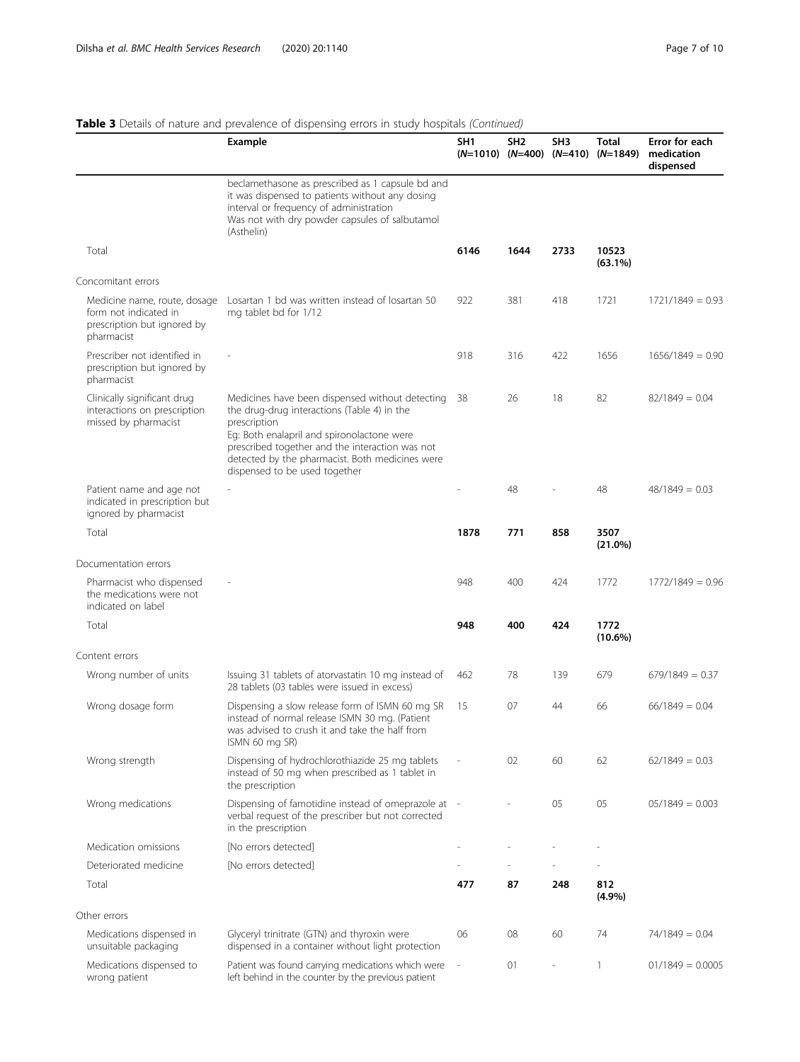**Table 3** Details of nature and prevalence of dispensing errors in study hospitals *(Continued)*

| | Example | SH1 (*N*=1010) | SH2 (*N*=400) | SH3 (*N*=410) | Total (*N*=1849) | Error for each medication dispensed |
|---|---|---|---|---|---|---|
| | beclamethasone as prescribed as 1 capsule bd and it was dispensed to patients without any dosing interval or frequency of administration Was not with dry powder capsules of salbutamol (Asthelin) | | | | | |
| Total | | **6146** | **1644** | **2733** | **10523 (63.1%)** | |
| Concomitant errors | | | | | | |
| Medicine name, route, dosage form not indicated in prescription but ignored by pharmacist | Losartan 1 bd was written instead of losartan 50 mg tablet bd for 1/12 | 922 | 381 | 418 | 1721 | 1721/1849 = 0.93 |
| Prescriber not identified in prescription but ignored by pharmacist | - | 918 | 316 | 422 | 1656 | 1656/1849 = 0.90 |
| Clinically significant drug interactions on prescription missed by pharmacist | Medicines have been dispensed without detecting the drug-drug interactions (Table 4) in the prescription Eg: Both enalapril and spironolactone were prescribed together and the interaction was not detected by the pharmacist. Both medicines were dispensed to be used together | 38 | 26 | 18 | 82 | 82/1849 = 0.04 |
| Patient name and age not indicated in prescription but ignored by pharmacist | - | - | 48 | - | 48 | 48/1849 = 0.03 |
| Total | | **1878** | **771** | **858** | **3507 (21.0%)** | |
| Documentation errors | | | | | | |
| Pharmacist who dispensed the medications were not indicated on label | - | 948 | 400 | 424 | 1772 | 1772/1849 = 0.96 |
| Total | | **948** | **400** | **424** | **1772 (10.6%)** | |
| Content errors | | | | | | |
| Wrong number of units | Issuing 31 tablets of atorvastatin 10 mg instead of 28 tablets (03 tables were issued in excess) | 462 | 78 | 139 | 679 | 679/1849 = 0.37 |
| Wrong dosage form | Dispensing a slow release form of ISMN 60 mg SR instead of normal release ISMN 30 mg. (Patient was advised to crush it and take the half from ISMN 60 mg SR) | 15 | 07 | 44 | 66 | 66/1849 = 0.04 |
| Wrong strength | Dispensing of hydrochlorothiazide 25 mg tablets instead of 50 mg when prescribed as 1 tablet in the prescription | - | 02 | 60 | 62 | 62/1849 = 0.03 |
| Wrong medications | Dispensing of famotidine instead of omeprazole at verbal request of the prescriber but not corrected in the prescription | - | - | 05 | 05 | 05/1849 = 0.003 |
| Medication omissions | [No errors detected] | - | - | - | - | |
| Deteriorated medicine | [No errors detected] | - | - | - | - | |
| Total | | **477** | **87** | **248** | **812 (4.9%)** | |
| Other errors | | | | | | |
| Medications dispensed in unsuitable packaging | Glyceryl trinitrate (GTN) and thyroxin were dispensed in a container without light protection | 06 | 08 | 60 | 74 | 74/1849 = 0.04 |
| Medications dispensed to wrong patient | Patient was found carrying medications which were left behind in the counter by the previous patient | - | 01 | - | 1 | 01/1849 = 0.0005 |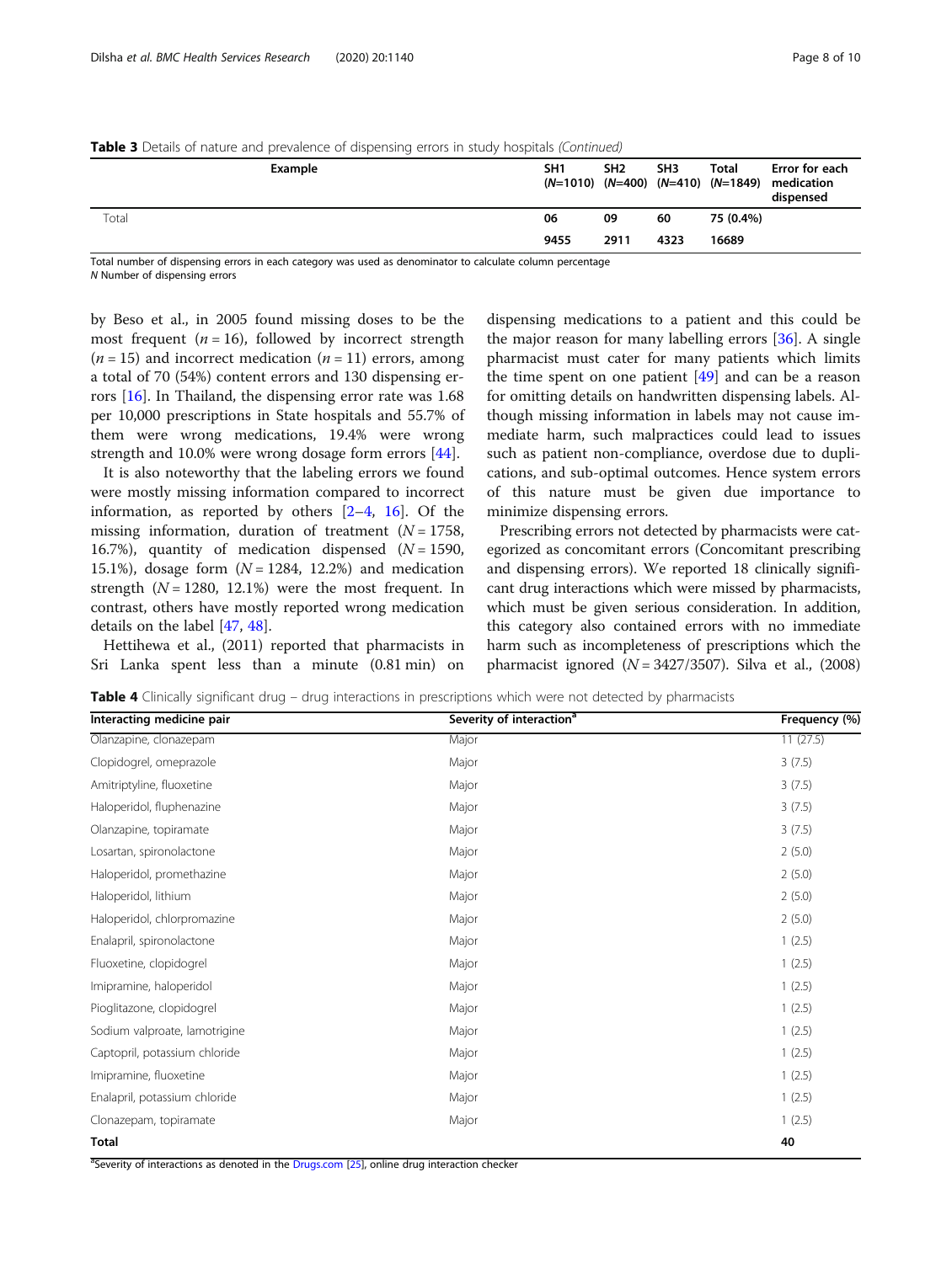**Table 3** Details of nature and prevalence of dispensing errors in study hospitals *(Continued)*

| Example | SH1 (*N*=1010) | SH2 (*N*=400) | SH3 (*N*=410) | Total (*N*=1849) | Error for each medication dispensed |
|---|---|---|---|---|---|
| Total | 06 | 09 | 60 | 75 (0.4%) | |
| | 9455 | 2911 | 4323 | 16689 | |

Total number of dispensing errors in each category was used as denominator to calculate column percentage
*N* Number of dispensing errors

by Beso et al., in 2005 found missing doses to be the most frequent ($n = 16$), followed by incorrect strength ($n = 15$) and incorrect medication ($n = 11$) errors, among a total of 70 (54%) content errors and 130 dispensing errors [16]. In Thailand, the dispensing error rate was 1.68 per 10,000 prescriptions in State hospitals and 55.7% of them were wrong medications, 19.4% were wrong strength and 10.0% were wrong dosage form errors [44].

It is also noteworthy that the labeling errors we found were mostly missing information compared to incorrect information, as reported by others [2–4, 16]. Of the missing information, duration of treatment ($N = 1758$, 16.7%), quantity of medication dispensed ($N = 1590$, 15.1%), dosage form ($N = 1284$, 12.2%) and medication strength ($N = 1280$, 12.1%) were the most frequent. In contrast, others have mostly reported wrong medication details on the label [47, 48].

Hettihewa et al., (2011) reported that pharmacists in Sri Lanka spent less than a minute (0.81 min) on dispensing medications to a patient and this could be the major reason for many labelling errors [36]. A single pharmacist must cater for many patients which limits the time spent on one patient [49] and can be a reason for omitting details on handwritten dispensing labels. Although missing information in labels may not cause immediate harm, such malpractices could lead to issues such as patient non-compliance, overdose due to duplications, and sub-optimal outcomes. Hence system errors of this nature must be given due importance to minimize dispensing errors.

Prescribing errors not detected by pharmacists were categorized as concomitant errors (Concomitant prescribing and dispensing errors). We reported 18 clinically significant drug interactions which were missed by pharmacists, which must be given serious consideration. In addition, this category also contained errors with no immediate harm such as incompleteness of prescriptions which the pharmacist ignored ($N = 3427/3507$). Silva et al., (2008)

**Table 4** Clinically significant drug – drug interactions in prescriptions which were not detected by pharmacists

| Interacting medicine pair | Severity of interaction[a] | Frequency (%) |
|---|---|---|
| Olanzapine, clonazepam | Major | 11 (27.5) |
| Clopidogrel, omeprazole | Major | 3 (7.5) |
| Amitriptyline, fluoxetine | Major | 3 (7.5) |
| Haloperidol, fluphenazine | Major | 3 (7.5) |
| Olanzapine, topiramate | Major | 3 (7.5) |
| Losartan, spironolactone | Major | 2 (5.0) |
| Haloperidol, promethazine | Major | 2 (5.0) |
| Haloperidol, lithium | Major | 2 (5.0) |
| Haloperidol, chlorpromazine | Major | 2 (5.0) |
| Enalapril, spironolactone | Major | 1 (2.5) |
| Fluoxetine, clopidogrel | Major | 1 (2.5) |
| Imipramine, haloperidol | Major | 1 (2.5) |
| Pioglitazone, clopidogrel | Major | 1 (2.5) |
| Sodium valproate, lamotrigine | Major | 1 (2.5) |
| Captopril, potassium chloride | Major | 1 (2.5) |
| Imipramine, fluoxetine | Major | 1 (2.5) |
| Enalapril, potassium chloride | Major | 1 (2.5) |
| Clonazepam, topiramate | Major | 1 (2.5) |
| **Total** | | **40** |

[a]Severity of interactions as denoted in the Drugs.com [25], online drug interaction checker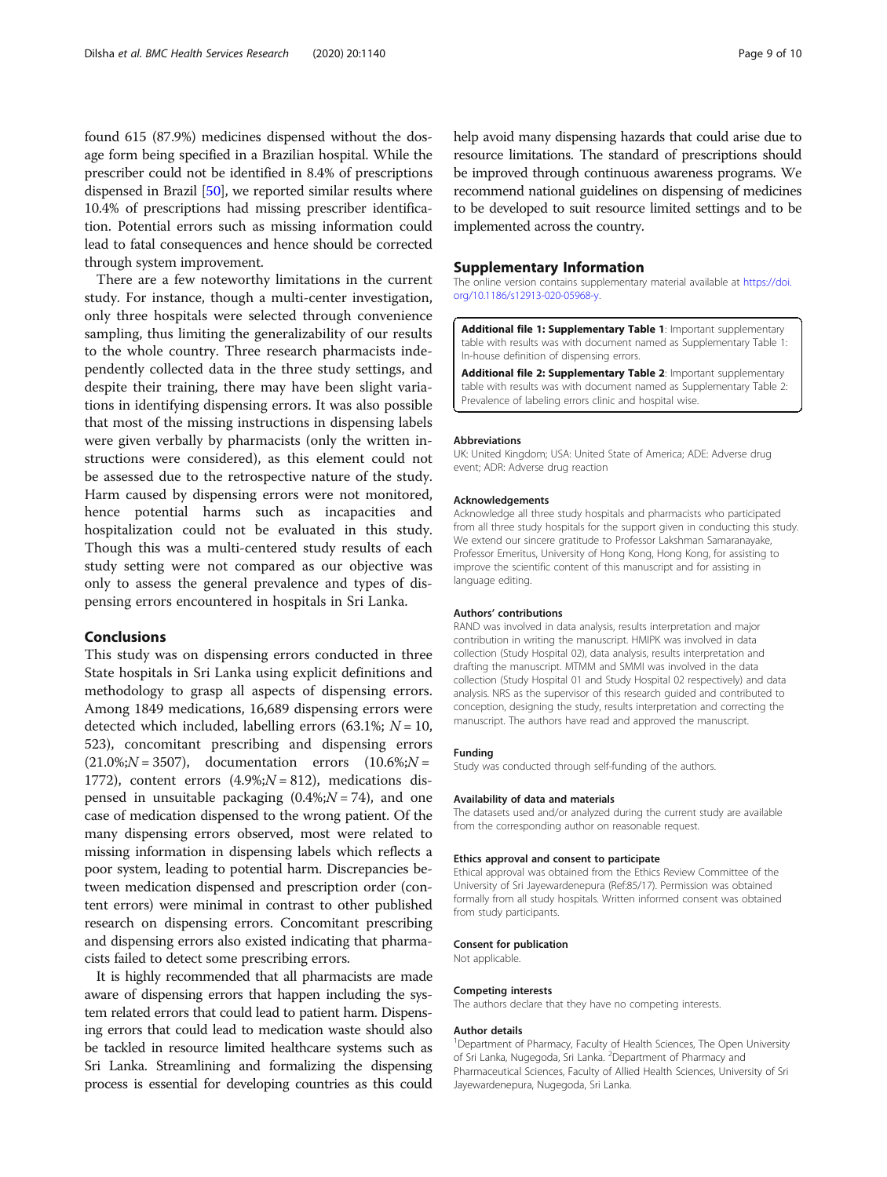found 615 (87.9%) medicines dispensed without the dosage form being specified in a Brazilian hospital. While the prescriber could not be identified in 8.4% of prescriptions dispensed in Brazil [50], we reported similar results where 10.4% of prescriptions had missing prescriber identification. Potential errors such as missing information could lead to fatal consequences and hence should be corrected through system improvement.

There are a few noteworthy limitations in the current study. For instance, though a multi-center investigation, only three hospitals were selected through convenience sampling, thus limiting the generalizability of our results to the whole country. Three research pharmacists independently collected data in the three study settings, and despite their training, there may have been slight variations in identifying dispensing errors. It was also possible that most of the missing instructions in dispensing labels were given verbally by pharmacists (only the written instructions were considered), as this element could not be assessed due to the retrospective nature of the study. Harm caused by dispensing errors were not monitored, hence potential harms such as incapacities and hospitalization could not be evaluated in this study. Though this was a multi-centered study results of each study setting were not compared as our objective was only to assess the general prevalence and types of dispensing errors encountered in hospitals in Sri Lanka.

## Conclusions

This study was on dispensing errors conducted in three State hospitals in Sri Lanka using explicit definitions and methodology to grasp all aspects of dispensing errors. Among 1849 medications, 16,689 dispensing errors were detected which included, labelling errors (63.1%; $N = 10,523$), concomitant prescribing and dispensing errors (21.0%; $N = 3507$), documentation errors (10.6%; $N = 1772$), content errors (4.9%; $N = 812$), medications dispensed in unsuitable packaging (0.4%; $N = 74$), and one case of medication dispensed to the wrong patient. Of the many dispensing errors observed, most were related to missing information in dispensing labels which reflects a poor system, leading to potential harm. Discrepancies between medication dispensed and prescription order (content errors) were minimal in contrast to other published research on dispensing errors. Concomitant prescribing and dispensing errors also existed indicating that pharmacists failed to detect some prescribing errors.

It is highly recommended that all pharmacists are made aware of dispensing errors that happen including the system related errors that could lead to patient harm. Dispensing errors that could lead to medication waste should also be tackled in resource limited healthcare systems such as Sri Lanka. Streamlining and formalizing the dispensing process is essential for developing countries as this could help avoid many dispensing hazards that could arise due to resource limitations. The standard of prescriptions should be improved through continuous awareness programs. We recommend national guidelines on dispensing of medicines to be developed to suit resource limited settings and to be implemented across the country.

## Supplementary Information

The online version contains supplementary material available at https://doi.org/10.1186/s12913-020-05968-y.

**Additional file 1: Supplementary Table 1**: Important supplementary table with results was with document named as Supplementary Table 1: In-house definition of dispensing errors.

**Additional file 2: Supplementary Table 2**: Important supplementary table with results was with document named as Supplementary Table 2: Prevalence of labeling errors clinic and hospital wise.

#### Abbreviations

UK: United Kingdom; USA: United State of America; ADE: Adverse drug event; ADR: Adverse drug reaction

#### Acknowledgements

Acknowledge all three study hospitals and pharmacists who participated from all three study hospitals for the support given in conducting this study. We extend our sincere gratitude to Professor Lakshman Samaranayake, Professor Emeritus, University of Hong Kong, Hong Kong, for assisting to improve the scientific content of this manuscript and for assisting in language editing.

#### Authors' contributions

RAND was involved in data analysis, results interpretation and major contribution in writing the manuscript. HMIPK was involved in data collection (Study Hospital 02), data analysis, results interpretation and drafting the manuscript. MTMM and SMMI was involved in the data collection (Study Hospital 01 and Study Hospital 02 respectively) and data analysis. NRS as the supervisor of this research guided and contributed to conception, designing the study, results interpretation and correcting the manuscript. The authors have read and approved the manuscript.

#### Funding

Study was conducted through self-funding of the authors.

#### Availability of data and materials

The datasets used and/or analyzed during the current study are available from the corresponding author on reasonable request.

#### Ethics approval and consent to participate

Ethical approval was obtained from the Ethics Review Committee of the University of Sri Jayewardenepura (Ref:85/17). Permission was obtained formally from all study hospitals. Written informed consent was obtained from study participants.

#### Consent for publication

Not applicable.

#### Competing interests

The authors declare that they have no competing interests.

#### Author details

[1]Department of Pharmacy, Faculty of Health Sciences, The Open University of Sri Lanka, Nugegoda, Sri Lanka. [2]Department of Pharmacy and Pharmaceutical Sciences, Faculty of Allied Health Sciences, University of Sri Jayewardenepura, Nugegoda, Sri Lanka.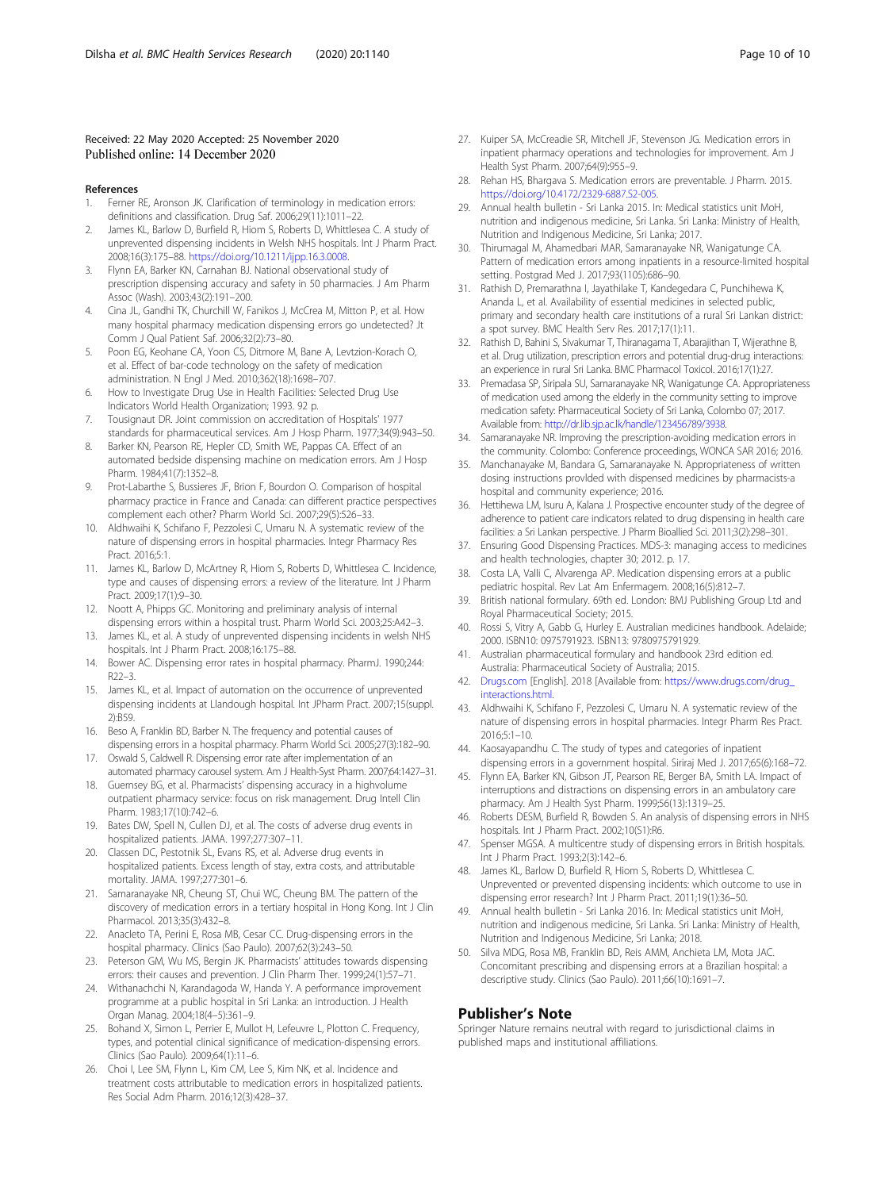Received: 22 May 2020 Accepted: 25 November 2020
Published online: 14 December 2020

## References

1. Ferner RE, Aronson JK. Clarification of terminology in medication errors: definitions and classification. Drug Saf. 2006;29(11):1011–22.
2. James KL, Barlow D, Burfield R, Hiom S, Roberts D, Whittlesea C. A study of unprevented dispensing incidents in Welsh NHS hospitals. Int J Pharm Pract. 2008;16(3):175–88. https://doi.org/10.1211/ijpp.16.3.0008.
3. Flynn EA, Barker KN, Carnahan BJ. National observational study of prescription dispensing accuracy and safety in 50 pharmacies. J Am Pharm Assoc (Wash). 2003;43(2):191–200.
4. Cina JL, Gandhi TK, Churchill W, Fanikos J, McCrea M, Mitton P, et al. How many hospital pharmacy medication dispensing errors go undetected? Jt Comm J Qual Patient Saf. 2006;32(2):73–80.
5. Poon EG, Keohane CA, Yoon CS, Ditmore M, Bane A, Levtzion-Korach O, et al. Effect of bar-code technology on the safety of medication administration. N Engl J Med. 2010;362(18):1698–707.
6. How to Investigate Drug Use in Health Facilities: Selected Drug Use Indicators World Health Organization; 1993. 92 p.
7. Tousignaut DR. Joint commission on accreditation of Hospitals' 1977 standards for pharmaceutical services. Am J Hosp Pharm. 1977;34(9):943–50.
8. Barker KN, Pearson RE, Hepler CD, Smith WE, Pappas CA. Effect of an automated bedside dispensing machine on medication errors. Am J Hosp Pharm. 1984;41(7):1352–8.
9. Prot-Labarthe S, Bussieres JF, Brion F, Bourdon O. Comparison of hospital pharmacy practice in France and Canada: can different practice perspectives complement each other? Pharm World Sci. 2007;29(5):526–33.
10. Aldhwaihi K, Schifano F, Pezzolesi C, Umaru N. A systematic review of the nature of dispensing errors in hospital pharmacies. Integr Pharmacy Res Pract. 2016;5:1.
11. James KL, Barlow D, McArtney R, Hiom S, Roberts D, Whittlesea C. Incidence, type and causes of dispensing errors: a review of the literature. Int J Pharm Pract. 2009;17(1):9–30.
12. Noott A, Phipps GC. Monitoring and preliminary analysis of internal dispensing errors within a hospital trust. Pharm World Sci. 2003;25:A42–3.
13. James KL, et al. A study of unprevented dispensing incidents in welsh NHS hospitals. Int J Pharm Pract. 2008;16:175–88.
14. Bower AC. Dispensing error rates in hospital pharmacy. PharmJ. 1990;244: R22–3.
15. James KL, et al. Impact of automation on the occurrence of unprevented dispensing incidents at Llandough hospital. Int JPharm Pract. 2007;15(suppl. 2):B59.
16. Beso A, Franklin BD, Barber N. The frequency and potential causes of dispensing errors in a hospital pharmacy. Pharm World Sci. 2005;27(3):182–90.
17. Oswald S, Caldwell R. Dispensing error rate after implementation of an automated pharmacy carousel system. Am J Health-Syst Pharm. 2007;64:1427–31.
18. Guernsey BG, et al. Pharmacists' dispensing accuracy in a highvolume outpatient pharmacy service: focus on risk management. Drug Intell Clin Pharm. 1983;17(10):742–6.
19. Bates DW, Spell N, Cullen DJ, et al. The costs of adverse drug events in hospitalized patients. JAMA. 1997;277:307–11.
20. Classen DC, Pestotnik SL, Evans RS, et al. Adverse drug events in hospitalized patients. Excess length of stay, extra costs, and attributable mortality. JAMA. 1997;277:301–6.
21. Samaranayake NR, Cheung ST, Chui WC, Cheung BM. The pattern of the discovery of medication errors in a tertiary hospital in Hong Kong. Int J Clin Pharmacol. 2013;35(3):432–8.
22. Anacleto TA, Perini E, Rosa MB, Cesar CC. Drug-dispensing errors in the hospital pharmacy. Clinics (Sao Paulo). 2007;62(3):243–50.
23. Peterson GM, Wu MS, Bergin JK. Pharmacists' attitudes towards dispensing errors: their causes and prevention. J Clin Pharm Ther. 1999;24(1):57–71.
24. Withanachchi N, Karandagoda W, Handa Y. A performance improvement programme at a public hospital in Sri Lanka: an introduction. J Health Organ Manag. 2004;18(4–5):361–9.
25. Bohand X, Simon L, Perrier E, Mullot H, Lefeuvre L, Plotton C. Frequency, types, and potential clinical significance of medication-dispensing errors. Clinics (Sao Paulo). 2009;64(1):11–6.
26. Choi I, Lee SM, Flynn L, Kim CM, Lee S, Kim NK, et al. Incidence and treatment costs attributable to medication errors in hospitalized patients. Res Social Adm Pharm. 2016;12(3):428–37.
27. Kuiper SA, McCreadie SR, Mitchell JF, Stevenson JG. Medication errors in inpatient pharmacy operations and technologies for improvement. Am J Health Syst Pharm. 2007;64(9):955–9.
28. Rehan HS, Bhargava S. Medication errors are preventable. J Pharm. 2015. https://doi.org/10.4172/2329-6887.S2-005.
29. Annual health bulletin - Sri Lanka 2015. In: Medical statistics unit MoH, nutrition and indigenous medicine, Sri Lanka. Sri Lanka: Ministry of Health, Nutrition and Indigenous Medicine, Sri Lanka; 2017.
30. Thirumagal M, Ahamedbari MAR, Samaranayake NR, Wanigatunge CA. Pattern of medication errors among inpatients in a resource-limited hospital setting. Postgrad Med J. 2017;93(1105):686–90.
31. Rathish D, Premarathna I, Jayathilake T, Kandegedara C, Punchihewa K, Ananda L, et al. Availability of essential medicines in selected public, primary and secondary health care institutions of a rural Sri Lankan district: a spot survey. BMC Health Serv Res. 2017;17(1):11.
32. Rathish D, Bahini S, Sivakumar T, Thiranagama T, Abarajithan T, Wijerathne B, et al. Drug utilization, prescription errors and potential drug-drug interactions: an experience in rural Sri Lanka. BMC Pharmacol Toxicol. 2016;17(1):27.
33. Premadasa SP, Siripala SU, Samaranayake NR, Wanigatunge CA. Appropriateness of medication used among the elderly in the community setting to improve medication safety: Pharmaceutical Society of Sri Lanka, Colombo 07; 2017. Available from: http://dr.lib.sjp.ac.lk/handle/123456789/3938.
34. Samaranayake NR. Improving the prescription-avoiding medication errors in the community. Colombo: Conference proceedings, WONCA SAR 2016; 2016.
35. Manchanayake M, Bandara G, Samaranayake N. Appropriateness of written dosing instructions provided with dispensed medicines by pharmacists-a hospital and community experience; 2016.
36. Hettihewa LM, Isuru A, Kalana J. Prospective encounter study of the degree of adherence to patient care indicators related to drug dispensing in health care facilities: a Sri Lankan perspective. J Pharm Bioallied Sci. 2011;3(2):298–301.
37. Ensuring Good Dispensing Practices. MDS-3: managing access to medicines and health technologies, chapter 30; 2012. p. 17.
38. Costa LA, Valli C, Alvarenga AP. Medication dispensing errors at a public pediatric hospital. Rev Lat Am Enfermagem. 2008;16(5):812–7.
39. British national formulary. 69th ed. London: BMJ Publishing Group Ltd and Royal Pharmaceutical Society; 2015.
40. Rossi S, Vitry A, Gabb G, Hurley E. Australian medicines handbook. Adelaide; 2000. ISBN10: 0975791923. ISBN13: 9780975791929.
41. Australian pharmaceutical formulary and handbook 23rd edition ed. Australia: Pharmaceutical Society of Australia; 2015.
42. Drugs.com [English]. 2018 [Available from: https://www.drugs.com/drug_interactions.html.
43. Aldhwaihi K, Schifano F, Pezzolesi C, Umaru N. A systematic review of the nature of dispensing errors in hospital pharmacies. Integr Pharm Res Pract. 2016;5:1–10.
44. Kaosayapandhu C. The study of types and categories of inpatient dispensing errors in a government hospital. Siriraj Med J. 2017;65(6):168–72.
45. Flynn EA, Barker KN, Gibson JT, Pearson RE, Berger BA, Smith LA. Impact of interruptions and distractions on dispensing errors in an ambulatory care pharmacy. Am J Health Syst Pharm. 1999;56(13):1319–25.
46. Roberts DESM, Burfield R, Bowden S. An analysis of dispensing errors in NHS hospitals. Int J Pharm Pract. 2002;10(S1):R6.
47. Spenser MGSA. A multicentre study of dispensing errors in British hospitals. Int J Pharm Pract. 1993;2(3):142–6.
48. James KL, Barlow D, Burfield R, Hiom S, Roberts D, Whittlesea C. Unprevented or prevented dispensing incidents: which outcome to use in dispensing error research? Int J Pharm Pract. 2011;19(1):36–50.
49. Annual health bulletin - Sri Lanka 2016. In: Medical statistics unit MoH, nutrition and indigenous medicine, Sri Lanka. Sri Lanka: Ministry of Health, Nutrition and Indigenous Medicine, Sri Lanka; 2018.
50. Silva MDG, Rosa MB, Franklin BD, Reis AMM, Anchieta LM, Mota JAC. Concomitant prescribing and dispensing errors at a Brazilian hospital: a descriptive study. Clinics (Sao Paulo). 2011;66(10):1691–7.

## Publisher's Note

Springer Nature remains neutral with regard to jurisdictional claims in published maps and institutional affiliations.